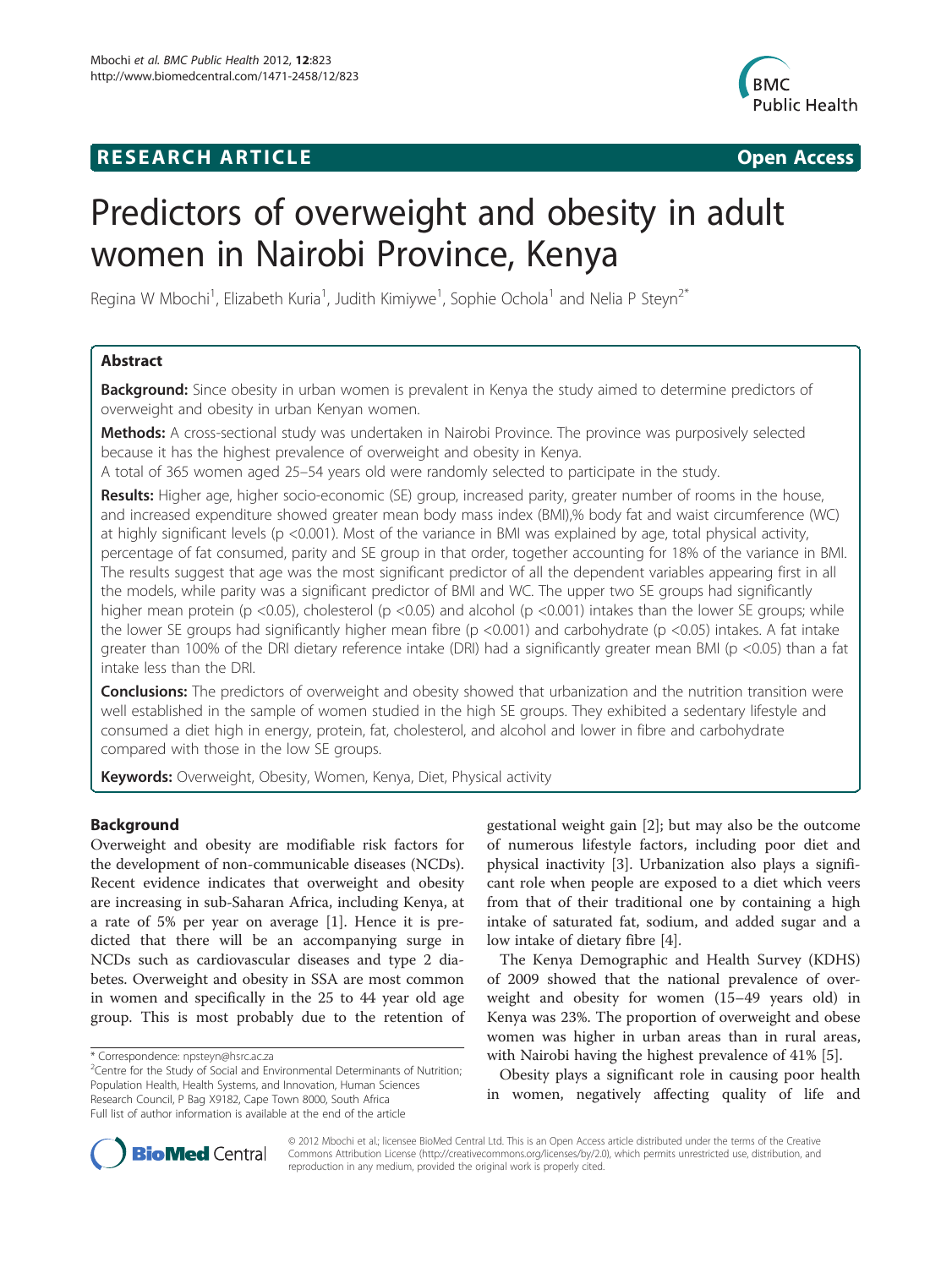**RESEARCH ARTICLE** **Open Access**

# Predictors of overweight and obesity in adult women in Nairobi Province, Kenya

Regina W Mbochi[1], Elizabeth Kuria[1], Judith Kimiywe[1], Sophie Ochola[1] and Nelia P Steyn[2*]

## Abstract

**Background:** Since obesity in urban women is prevalent in Kenya the study aimed to determine predictors of overweight and obesity in urban Kenyan women.

**Methods:** A cross-sectional study was undertaken in Nairobi Province. The province was purposively selected because it has the highest prevalence of overweight and obesity in Kenya.

A total of 365 women aged 25–54 years old were randomly selected to participate in the study.

**Results:** Higher age, higher socio-economic (SE) group, increased parity, greater number of rooms in the house, and increased expenditure showed greater mean body mass index (BMI),% body fat and waist circumference (WC) at highly significant levels ($p < 0.001$). Most of the variance in BMI was explained by age, total physical activity, percentage of fat consumed, parity and SE group in that order, together accounting for 18% of the variance in BMI. The results suggest that age was the most significant predictor of all the dependent variables appearing first in all the models, while parity was a significant predictor of BMI and WC. The upper two SE groups had significantly higher mean protein ($p < 0.05$), cholesterol ($p < 0.05$) and alcohol ($p < 0.001$) intakes than the lower SE groups; while the lower SE groups had significantly higher mean fibre ($p < 0.001$) and carbohydrate ($p < 0.05$) intakes. A fat intake greater than 100% of the DRI dietary reference intake (DRI) had a significantly greater mean BMI ($p < 0.05$) than a fat intake less than the DRI.

**Conclusions:** The predictors of overweight and obesity showed that urbanization and the nutrition transition were well established in the sample of women studied in the high SE groups. They exhibited a sedentary lifestyle and consumed a diet high in energy, protein, fat, cholesterol, and alcohol and lower in fibre and carbohydrate compared with those in the low SE groups.

**Keywords:** Overweight, Obesity, Women, Kenya, Diet, Physical activity

## Background

Overweight and obesity are modifiable risk factors for the development of non-communicable diseases (NCDs). Recent evidence indicates that overweight and obesity are increasing in sub-Saharan Africa, including Kenya, at a rate of 5% per year on average [1]. Hence it is predicted that there will be an accompanying surge in NCDs such as cardiovascular diseases and type 2 diabetes. Overweight and obesity in SSA are most common in women and specifically in the 25 to 44 year old age group. This is most probably due to the retention of gestational weight gain [2]; but may also be the outcome of numerous lifestyle factors, including poor diet and physical inactivity [3]. Urbanization also plays a significant role when people are exposed to a diet which veers from that of their traditional one by containing a high intake of saturated fat, sodium, and added sugar and a low intake of dietary fibre [4].

The Kenya Demographic and Health Survey (KDHS) of 2009 showed that the national prevalence of overweight and obesity for women (15–49 years old) in Kenya was 23%. The proportion of overweight and obese women was higher in urban areas than in rural areas, with Nairobi having the highest prevalence of 41% [5].

Obesity plays a significant role in causing poor health in women, negatively affecting quality of life and

\* Correspondence: npsteyn@hsrc.ac.za
[2]Centre for the Study of Social and Environmental Determinants of Nutrition; Population Health, Health Systems, and Innovation, Human Sciences Research Council, P Bag X9182, Cape Town 8000, South Africa
Full list of author information is available at the end of the article

© 2012 Mbochi et al.; licensee BioMed Central Ltd. This is an Open Access article distributed under the terms of the Creative Commons Attribution License (http://creativecommons.org/licenses/by/2.0), which permits unrestricted use, distribution, and reproduction in any medium, provided the original work is properly cited.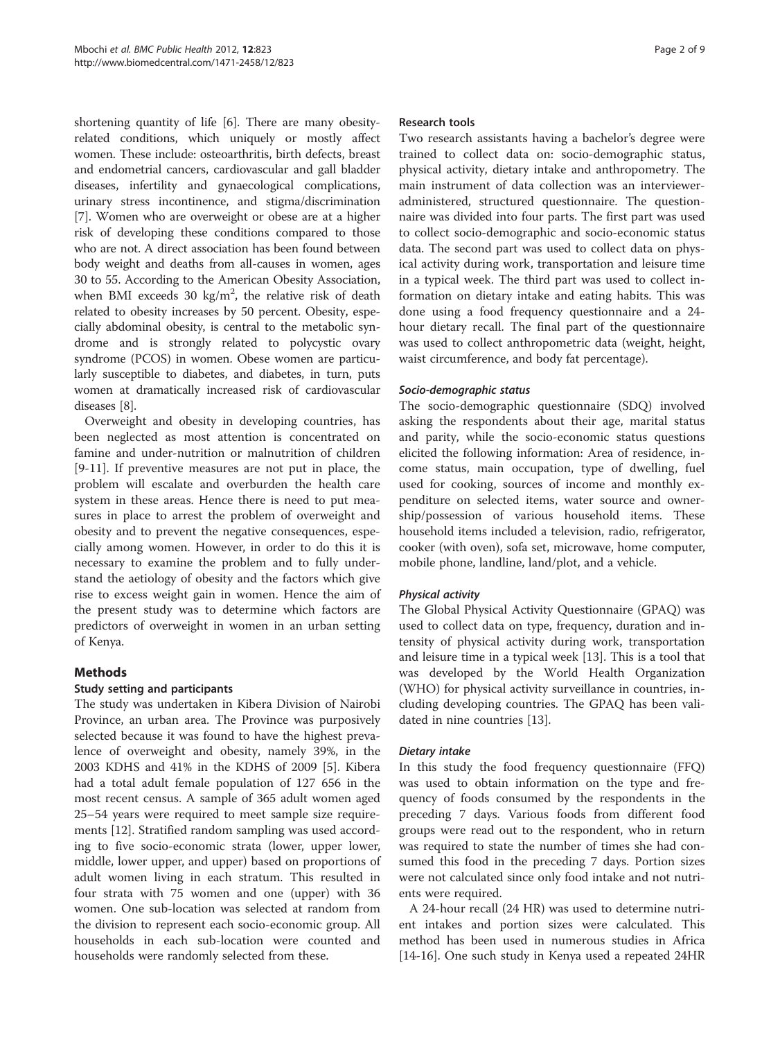shortening quantity of life [6]. There are many obesity-related conditions, which uniquely or mostly affect women. These include: osteoarthritis, birth defects, breast and endometrial cancers, cardiovascular and gall bladder diseases, infertility and gynaecological complications, urinary stress incontinence, and stigma/discrimination [7]. Women who are overweight or obese are at a higher risk of developing these conditions compared to those who are not. A direct association has been found between body weight and deaths from all-causes in women, ages 30 to 55. According to the American Obesity Association, when BMI exceeds 30 $kg/m^2$, the relative risk of death related to obesity increases by 50 percent. Obesity, especially abdominal obesity, is central to the metabolic syndrome and is strongly related to polycystic ovary syndrome (PCOS) in women. Obese women are particularly susceptible to diabetes, and diabetes, in turn, puts women at dramatically increased risk of cardiovascular diseases [8].

Overweight and obesity in developing countries, has been neglected as most attention is concentrated on famine and under-nutrition or malnutrition of children [9-11]. If preventive measures are not put in place, the problem will escalate and overburden the health care system in these areas. Hence there is need to put measures in place to arrest the problem of overweight and obesity and to prevent the negative consequences, especially among women. However, in order to do this it is necessary to examine the problem and to fully understand the aetiology of obesity and the factors which give rise to excess weight gain in women. Hence the aim of the present study was to determine which factors are predictors of overweight in women in an urban setting of Kenya.

## Methods

### Study setting and participants

The study was undertaken in Kibera Division of Nairobi Province, an urban area. The Province was purposively selected because it was found to have the highest prevalence of overweight and obesity, namely 39%, in the 2003 KDHS and 41% in the KDHS of 2009 [5]. Kibera had a total adult female population of 127 656 in the most recent census. A sample of 365 adult women aged 25–54 years were required to meet sample size requirements [12]. Stratified random sampling was used according to five socio-economic strata (lower, upper lower, middle, lower upper, and upper) based on proportions of adult women living in each stratum. This resulted in four strata with 75 women and one (upper) with 36 women. One sub-location was selected at random from the division to represent each socio-economic group. All households in each sub-location were counted and households were randomly selected from these.

### Research tools

Two research assistants having a bachelor's degree were trained to collect data on: socio-demographic status, physical activity, dietary intake and anthropometry. The main instrument of data collection was an interviewer-administered, structured questionnaire. The questionnaire was divided into four parts. The first part was used to collect socio-demographic and socio-economic status data. The second part was used to collect data on physical activity during work, transportation and leisure time in a typical week. The third part was used to collect information on dietary intake and eating habits. This was done using a food frequency questionnaire and a 24-hour dietary recall. The final part of the questionnaire was used to collect anthropometric data (weight, height, waist circumference, and body fat percentage).

#### *Socio-demographic status*

The socio-demographic questionnaire (SDQ) involved asking the respondents about their age, marital status and parity, while the socio-economic status questions elicited the following information: Area of residence, income status, main occupation, type of dwelling, fuel used for cooking, sources of income and monthly expenditure on selected items, water source and ownership/possession of various household items. These household items included a television, radio, refrigerator, cooker (with oven), sofa set, microwave, home computer, mobile phone, landline, land/plot, and a vehicle.

#### *Physical activity*

The Global Physical Activity Questionnaire (GPAQ) was used to collect data on type, frequency, duration and intensity of physical activity during work, transportation and leisure time in a typical week [13]. This is a tool that was developed by the World Health Organization (WHO) for physical activity surveillance in countries, including developing countries. The GPAQ has been validated in nine countries [13].

#### *Dietary intake*

In this study the food frequency questionnaire (FFQ) was used to obtain information on the type and frequency of foods consumed by the respondents in the preceding 7 days. Various foods from different food groups were read out to the respondent, who in return was required to state the number of times she had consumed this food in the preceding 7 days. Portion sizes were not calculated since only food intake and not nutrients were required.

A 24-hour recall (24 HR) was used to determine nutrient intakes and portion sizes were calculated. This method has been used in numerous studies in Africa [14-16]. One such study in Kenya used a repeated 24HR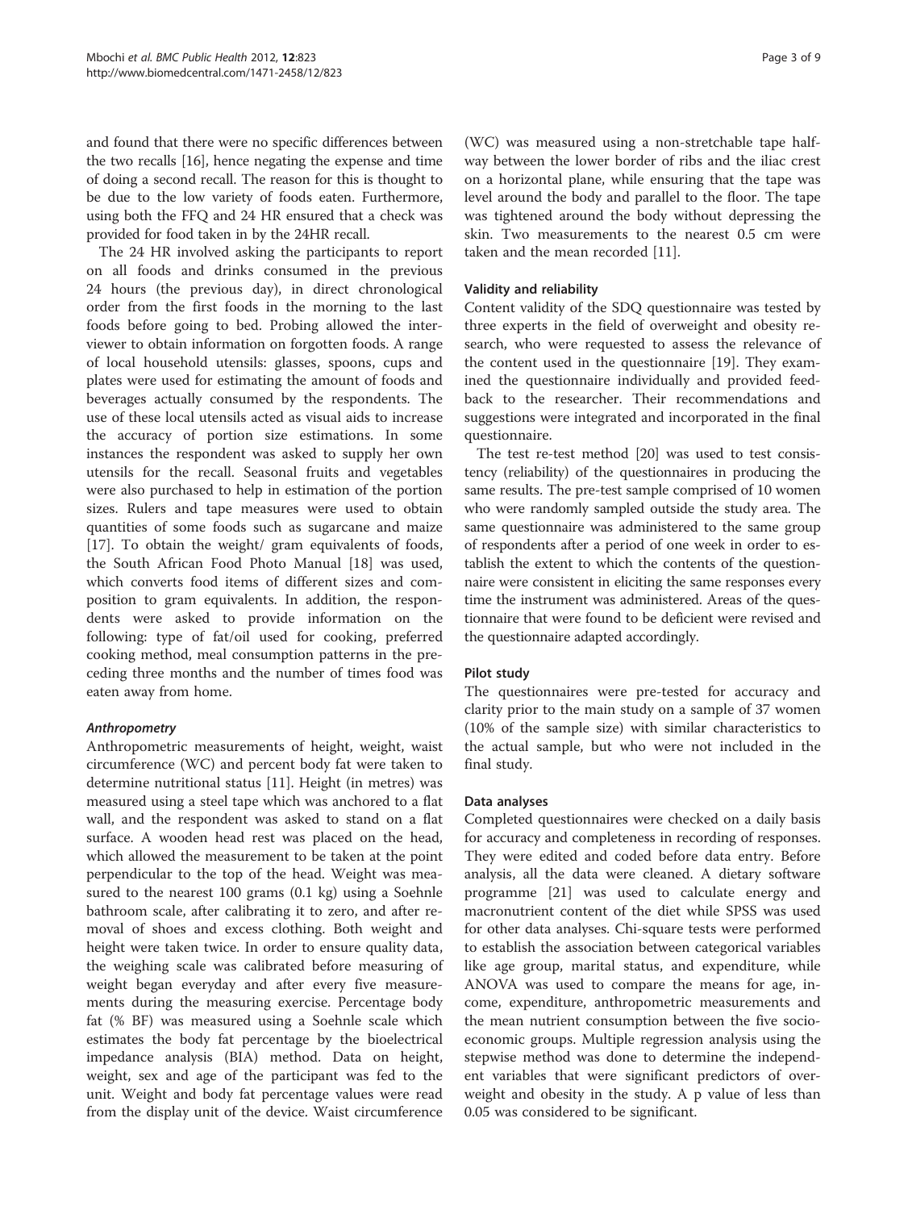and found that there were no specific differences between the two recalls [16], hence negating the expense and time of doing a second recall. The reason for this is thought to be due to the low variety of foods eaten. Furthermore, using both the FFQ and 24 HR ensured that a check was provided for food taken in by the 24HR recall.

The 24 HR involved asking the participants to report on all foods and drinks consumed in the previous 24 hours (the previous day), in direct chronological order from the first foods in the morning to the last foods before going to bed. Probing allowed the interviewer to obtain information on forgotten foods. A range of local household utensils: glasses, spoons, cups and plates were used for estimating the amount of foods and beverages actually consumed by the respondents. The use of these local utensils acted as visual aids to increase the accuracy of portion size estimations. In some instances the respondent was asked to supply her own utensils for the recall. Seasonal fruits and vegetables were also purchased to help in estimation of the portion sizes. Rulers and tape measures were used to obtain quantities of some foods such as sugarcane and maize [17]. To obtain the weight/ gram equivalents of foods, the South African Food Photo Manual [18] was used, which converts food items of different sizes and composition to gram equivalents. In addition, the respondents were asked to provide information on the following: type of fat/oil used for cooking, preferred cooking method, meal consumption patterns in the preceding three months and the number of times food was eaten away from home.

#### *Anthropometry*

Anthropometric measurements of height, weight, waist circumference (WC) and percent body fat were taken to determine nutritional status [11]. Height (in metres) was measured using a steel tape which was anchored to a flat wall, and the respondent was asked to stand on a flat surface. A wooden head rest was placed on the head, which allowed the measurement to be taken at the point perpendicular to the top of the head. Weight was measured to the nearest 100 grams (0.1 kg) using a Soehnle bathroom scale, after calibrating it to zero, and after removal of shoes and excess clothing. Both weight and height were taken twice. In order to ensure quality data, the weighing scale was calibrated before measuring of weight began everyday and after every five measurements during the measuring exercise. Percentage body fat (% BF) was measured using a Soehnle scale which estimates the body fat percentage by the bioelectrical impedance analysis (BIA) method. Data on height, weight, sex and age of the participant was fed to the unit. Weight and body fat percentage values were read from the display unit of the device. Waist circumference (WC) was measured using a non-stretchable tape halfway between the lower border of ribs and the iliac crest on a horizontal plane, while ensuring that the tape was level around the body and parallel to the floor. The tape was tightened around the body without depressing the skin. Two measurements to the nearest 0.5 cm were taken and the mean recorded [11].

### Validity and reliability

Content validity of the SDQ questionnaire was tested by three experts in the field of overweight and obesity research, who were requested to assess the relevance of the content used in the questionnaire [19]. They examined the questionnaire individually and provided feedback to the researcher. Their recommendations and suggestions were integrated and incorporated in the final questionnaire.

The test re-test method [20] was used to test consistency (reliability) of the questionnaires in producing the same results. The pre-test sample comprised of 10 women who were randomly sampled outside the study area. The same questionnaire was administered to the same group of respondents after a period of one week in order to establish the extent to which the contents of the questionnaire were consistent in eliciting the same responses every time the instrument was administered. Areas of the questionnaire that were found to be deficient were revised and the questionnaire adapted accordingly.

### Pilot study

The questionnaires were pre-tested for accuracy and clarity prior to the main study on a sample of 37 women (10% of the sample size) with similar characteristics to the actual sample, but who were not included in the final study.

### Data analyses

Completed questionnaires were checked on a daily basis for accuracy and completeness in recording of responses. They were edited and coded before data entry. Before analysis, all the data were cleaned. A dietary software programme [21] was used to calculate energy and macronutrient content of the diet while SPSS was used for other data analyses. Chi-square tests were performed to establish the association between categorical variables like age group, marital status, and expenditure, while ANOVA was used to compare the means for age, income, expenditure, anthropometric measurements and the mean nutrient consumption between the five socioeconomic groups. Multiple regression analysis using the stepwise method was done to determine the independent variables that were significant predictors of overweight and obesity in the study. A p value of less than 0.05 was considered to be significant.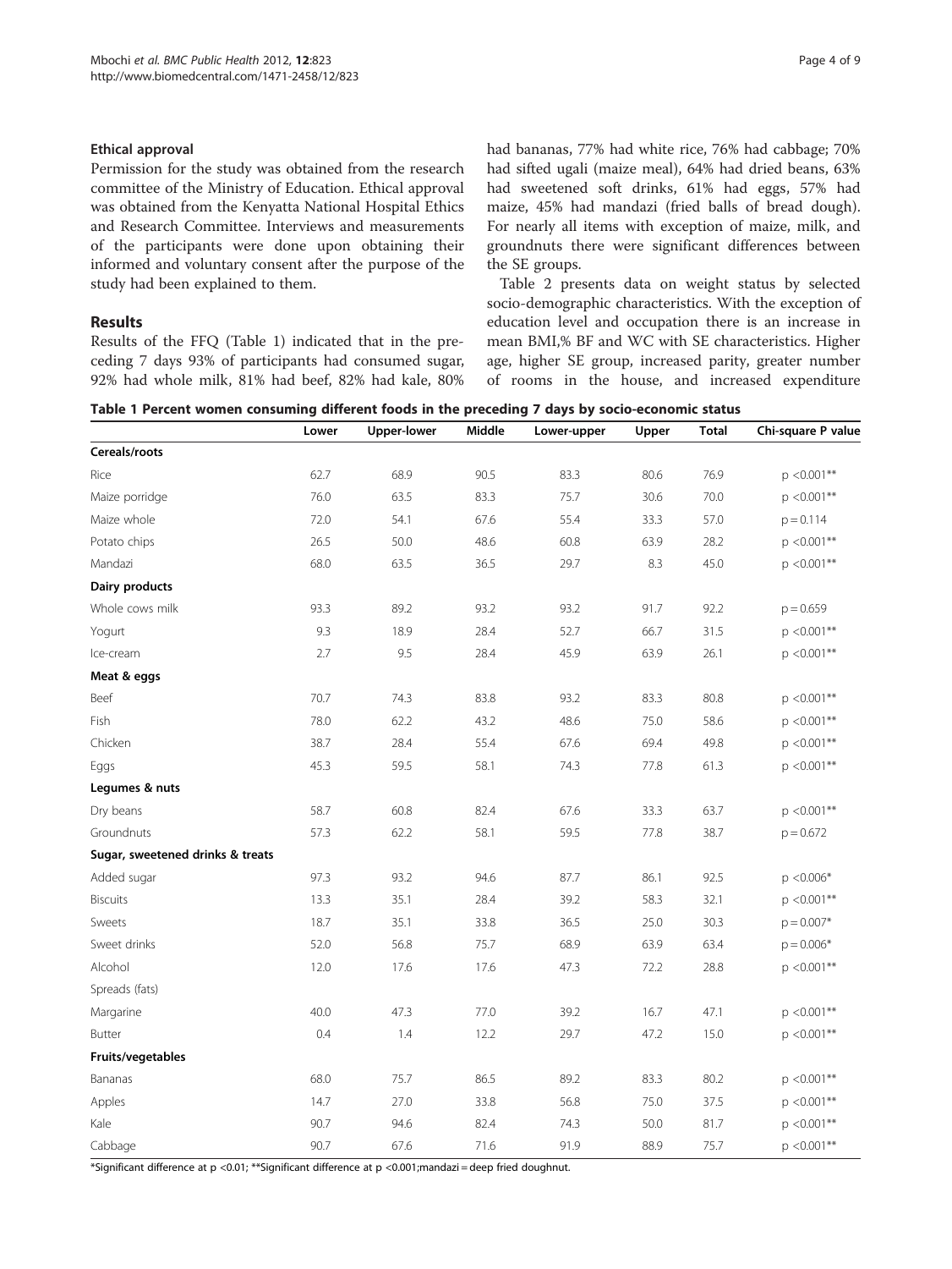### Ethical approval

Permission for the study was obtained from the research committee of the Ministry of Education. Ethical approval was obtained from the Kenyatta National Hospital Ethics and Research Committee. Interviews and measurements of the participants were done upon obtaining their informed and voluntary consent after the purpose of the study had been explained to them.

## Results

Results of the FFQ (Table 1) indicated that in the preceding 7 days 93% of participants had consumed sugar, 92% had whole milk, 81% had beef, 82% had kale, 80% had bananas, 77% had white rice, 76% had cabbage; 70% had sifted ugali (maize meal), 64% had dried beans, 63% had sweetened soft drinks, 61% had eggs, 57% had maize, 45% had mandazi (fried balls of bread dough). For nearly all items with exception of maize, milk, and groundnuts there were significant differences between the SE groups.

Table 2 presents data on weight status by selected socio-demographic characteristics. With the exception of education level and occupation there is an increase in mean BMI,% BF and WC with SE characteristics. Higher age, higher SE group, increased parity, greater number of rooms in the house, and increased expenditure

**Table 1 Percent women consuming different foods in the preceding 7 days by socio-economic status**

| | Lower | Upper-lower | Middle | Lower-upper | Upper | Total | Chi-square P value |
|---|---|---|---|---|---|---|---|
| **Cereals/roots** | | | | | | | |
| Rice | 62.7 | 68.9 | 90.5 | 83.3 | 80.6 | 76.9 | p <0.001** |
| Maize porridge | 76.0 | 63.5 | 83.3 | 75.7 | 30.6 | 70.0 | p <0.001** |
| Maize whole | 72.0 | 54.1 | 67.6 | 55.4 | 33.3 | 57.0 | p = 0.114 |
| Potato chips | 26.5 | 50.0 | 48.6 | 60.8 | 63.9 | 28.2 | p <0.001** |
| Mandazi | 68.0 | 63.5 | 36.5 | 29.7 | 8.3 | 45.0 | p <0.001** |
| **Dairy products** | | | | | | | |
| Whole cows milk | 93.3 | 89.2 | 93.2 | 93.2 | 91.7 | 92.2 | p = 0.659 |
| Yogurt | 9.3 | 18.9 | 28.4 | 52.7 | 66.7 | 31.5 | p <0.001** |
| Ice-cream | 2.7 | 9.5 | 28.4 | 45.9 | 63.9 | 26.1 | p <0.001** |
| **Meat & eggs** | | | | | | | |
| Beef | 70.7 | 74.3 | 83.8 | 93.2 | 83.3 | 80.8 | p <0.001** |
| Fish | 78.0 | 62.2 | 43.2 | 48.6 | 75.0 | 58.6 | p <0.001** |
| Chicken | 38.7 | 28.4 | 55.4 | 67.6 | 69.4 | 49.8 | p <0.001** |
| Eggs | 45.3 | 59.5 | 58.1 | 74.3 | 77.8 | 61.3 | p <0.001** |
| **Legumes & nuts** | | | | | | | |
| Dry beans | 58.7 | 60.8 | 82.4 | 67.6 | 33.3 | 63.7 | p <0.001** |
| Groundnuts | 57.3 | 62.2 | 58.1 | 59.5 | 77.8 | 38.7 | p = 0.672 |
| **Sugar, sweetened drinks & treats** | | | | | | | |
| Added sugar | 97.3 | 93.2 | 94.6 | 87.7 | 86.1 | 92.5 | p <0.006* |
| Biscuits | 13.3 | 35.1 | 28.4 | 39.2 | 58.3 | 32.1 | p <0.001** |
| Sweets | 18.7 | 35.1 | 33.8 | 36.5 | 25.0 | 30.3 | p = 0.007* |
| Sweet drinks | 52.0 | 56.8 | 75.7 | 68.9 | 63.9 | 63.4 | p = 0.006* |
| Alcohol | 12.0 | 17.6 | 17.6 | 47.3 | 72.2 | 28.8 | p <0.001** |
| Spreads (fats) | | | | | | | |
| Margarine | 40.0 | 47.3 | 77.0 | 39.2 | 16.7 | 47.1 | p <0.001** |
| Butter | 0.4 | 1.4 | 12.2 | 29.7 | 47.2 | 15.0 | p <0.001** |
| **Fruits/vegetables** | | | | | | | |
| Bananas | 68.0 | 75.7 | 86.5 | 89.2 | 83.3 | 80.2 | p <0.001** |
| Apples | 14.7 | 27.0 | 33.8 | 56.8 | 75.0 | 37.5 | p <0.001** |
| Kale | 90.7 | 94.6 | 82.4 | 74.3 | 50.0 | 81.7 | p <0.001** |
| Cabbage | 90.7 | 67.6 | 71.6 | 91.9 | 88.9 | 75.7 | p <0.001** |

*Significant difference at p <0.01; **Significant difference at p <0.001;mandazi = deep fried doughnut.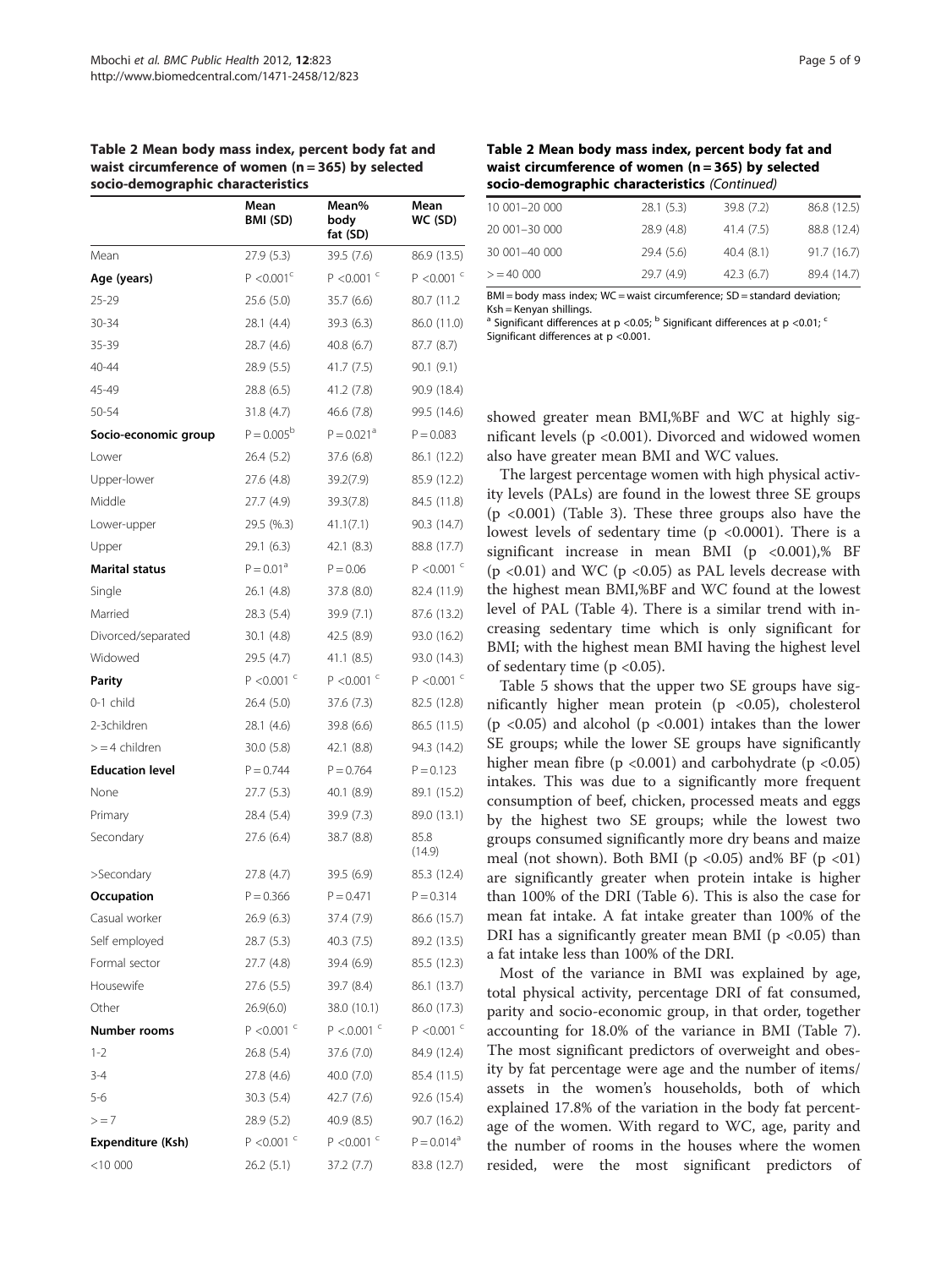**Table 2 Mean body mass index, percent body fat and waist circumference of women (n = 365) by selected socio-demographic characteristics**

| | Mean BMI (SD) | Mean% body fat (SD) | Mean WC (SD) |
|---|---|---|---|
| Mean | 27.9 (5.3) | 39.5 (7.6) | 86.9 (13.5) |
| **Age (years)** | $P < 0.001$[c] | $P < 0.001$[c] | $P < 0.001$[c] |
| 25-29 | 25.6 (5.0) | 35.7 (6.6) | 80.7 (11.2 |
| 30-34 | 28.1 (4.4) | 39.3 (6.3) | 86.0 (11.0) |
| 35-39 | 28.7 (4.6) | 40.8 (6.7) | 87.7 (8.7) |
| 40-44 | 28.9 (5.5) | 41.7 (7.5) | 90.1 (9.1) |
| 45-49 | 28.8 (6.5) | 41.2 (7.8) | 90.9 (18.4) |
| 50-54 | 31.8 (4.7) | 46.6 (7.8) | 99.5 (14.6) |
| **Socio-economic group** | $P = 0.005$[b] | $P = 0.021$[a] | $P = 0.083$ |
| Lower | 26.4 (5.2) | 37.6 (6.8) | 86.1 (12.2) |
| Upper-lower | 27.6 (4.8) | 39.2(7.9) | 85.9 (12.2) |
| Middle | 27.7 (4.9) | 39.3(7.8) | 84.5 (11.8) |
| Lower-upper | 29.5 (%.3) | 41.1(7.1) | 90.3 (14.7) |
| Upper | 29.1 (6.3) | 42.1 (8.3) | 88.8 (17.7) |
| **Marital status** | $P = 0.01$[a] | $P = 0.06$ | $P < 0.001$[c] |
| Single | 26.1 (4.8) | 37.8 (8.0) | 82.4 (11.9) |
| Married | 28.3 (5.4) | 39.9 (7.1) | 87.6 (13.2) |
| Divorced/separated | 30.1 (4.8) | 42.5 (8.9) | 93.0 (16.2) |
| Widowed | 29.5 (4.7) | 41.1 (8.5) | 93.0 (14.3) |
| **Parity** | $P < 0.001$[c] | $P < 0.001$[c] | $P < 0.001$[c] |
| 0-1 child | 26.4 (5.0) | 37.6 (7.3) | 82.5 (12.8) |
| 2-3children | 28.1 (4.6) | 39.8 (6.6) | 86.5 (11.5) |
| > = 4 children | 30.0 (5.8) | 42.1 (8.8) | 94.3 (14.2) |
| **Education level** | $P = 0.744$ | $P = 0.764$ | $P = 0.123$ |
| None | 27.7 (5.3) | 40.1 (8.9) | 89.1 (15.2) |
| Primary | 28.4 (5.4) | 39.9 (7.3) | 89.0 (13.1) |
| Secondary | 27.6 (6.4) | 38.7 (8.8) | 85.8 (14.9) |
| >Secondary | 27.8 (4.7) | 39.5 (6.9) | 85.3 (12.4) |
| **Occupation** | $P = 0.366$ | $P = 0.471$ | $P = 0.314$ |
| Casual worker | 26.9 (6.3) | 37.4 (7.9) | 86.6 (15.7) |
| Self employed | 28.7 (5.3) | 40.3 (7.5) | 89.2 (13.5) |
| Formal sector | 27.7 (4.8) | 39.4 (6.9) | 85.5 (12.3) |
| Housewife | 27.6 (5.5) | 39.7 (8.4) | 86.1 (13.7) |
| Other | 26.9(6.0) | 38.0 (10.1) | 86.0 (17.3) |
| **Number rooms** | $P < 0.001$[c] | $P < .0.001$[c] | $P < 0.001$[c] |
| 1-2 | 26.8 (5.4) | 37.6 (7.0) | 84.9 (12.4) |
| 3-4 | 27.8 (4.6) | 40.0 (7.0) | 85.4 (11.5) |
| 5-6 | 30.3 (5.4) | 42.7 (7.6) | 92.6 (15.4) |
| > = 7 | 28.9 (5.2) | 40.9 (8.5) | 90.7 (16.2) |
| **Expenditure (Ksh)** | $P < 0.001$[c] | $P < 0.001$[c] | $P = 0.014$[a] |
| <10 000 | 26.2 (5.1) | 37.2 (7.7) | 83.8 (12.7) |
| 10 001–20 000 | 28.1 (5.3) | 39.8 (7.2) | 86.8 (12.5) |
| 20 001–30 000 | 28.9 (4.8) | 41.4 (7.5) | 88.8 (12.4) |
| 30 001–40 000 | 29.4 (5.6) | 40.4 (8.1) | 91.7 (16.7) |
| > = 40 000 | 29.7 (4.9) | 42.3 (6.7) | 89.4 (14.7) |

BMI = body mass index; WC = waist circumference; SD = standard deviation; Ksh = Kenyan shillings.
[a] Significant differences at $p < 0.05$; [b] Significant differences at $p < 0.01$; [c] Significant differences at $p < 0.001$.

showed greater mean BMI,%BF and WC at highly significant levels ($p < 0.001$). Divorced and widowed women also have greater mean BMI and WC values.

The largest percentage women with high physical activity levels (PALs) are found in the lowest three SE groups ($p < 0.001$) (Table 3). These three groups also have the lowest levels of sedentary time ($p < 0.0001$). There is a significant increase in mean BMI ($p < 0.001$),% BF ($p < 0.01$) and WC ($p < 0.05$) as PAL levels decrease with the highest mean BMI,%BF and WC found at the lowest level of PAL (Table 4). There is a similar trend with increasing sedentary time which is only significant for BMI; with the highest mean BMI having the highest level of sedentary time ($p < 0.05$).

Table 5 shows that the upper two SE groups have significantly higher mean protein ($p < 0.05$), cholesterol ($p < 0.05$) and alcohol ($p < 0.001$) intakes than the lower SE groups; while the lower SE groups have significantly higher mean fibre ($p < 0.001$) and carbohydrate ($p < 0.05$) intakes. This was due to a significantly more frequent consumption of beef, chicken, processed meats and eggs by the highest two SE groups; while the lowest two groups consumed significantly more dry beans and maize meal (not shown). Both BMI ($p < 0.05$) and% BF ($p < 01$) are significantly greater when protein intake is higher than 100% of the DRI (Table 6). This is also the case for mean fat intake. A fat intake greater than 100% of the DRI has a significantly greater mean BMI ($p < 0.05$) than a fat intake less than 100% of the DRI.

Most of the variance in BMI was explained by age, total physical activity, percentage DRI of fat consumed, parity and socio-economic group, in that order, together accounting for 18.0% of the variance in BMI (Table 7). The most significant predictors of overweight and obesity by fat percentage were age and the number of items/assets in the women's households, both of which explained 17.8% of the variation in the body fat percentage of the women. With regard to WC, age, parity and the number of rooms in the houses where the women resided, were the most significant predictors of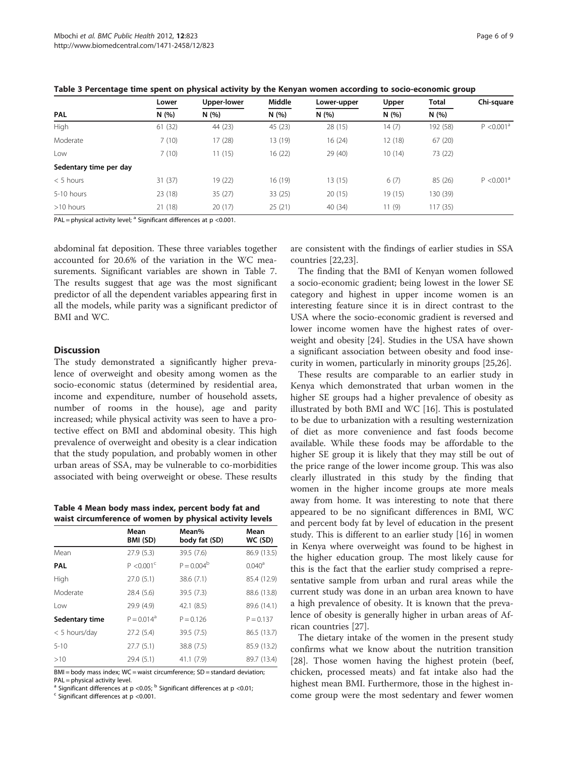**Table 3 Percentage time spent on physical activity by the Kenyan women according to socio-economic group**

| PAL | Lower N (%) | Upper-lower N (%) | Middle N (%) | Lower-upper N (%) | Upper N (%) | Total N (%) | Chi-square |
|---|---|---|---|---|---|---|---|
| High | 61 (32) | 44 (23) | 45 (23) | 28 (15) | 14 (7) | 192 (58) | P <0.001[a] |
| Moderate | 7 (10) | 17 (28) | 13 (19) | 16 (24) | 12 (18) | 67 (20) | |
| Low | 7 (10) | 11 (15) | 16 (22) | 29 (40) | 10 (14) | 73 (22) | |
| **Sedentary time per day** | | | | | | | |
| < 5 hours | 31 (37) | 19 (22) | 16 (19) | 13 (15) | 6 (7) | 85 (26) | P <0.001[a] |
| 5-10 hours | 23 (18) | 35 (27) | 33 (25) | 20 (15) | 19 (15) | 130 (39) | |
| >10 hours | 21 (18) | 20 (17) | 25 (21) | 40 (34) | 11 (9) | 117 (35) | |

PAL = physical activity level; [a] Significant differences at p <0.001.

abdominal fat deposition. These three variables together accounted for 20.6% of the variation in the WC measurements. Significant variables are shown in Table 7. The results suggest that age was the most significant predictor of all the dependent variables appearing first in all the models, while parity was a significant predictor of BMI and WC.

## Discussion

The study demonstrated a significantly higher prevalence of overweight and obesity among women as the socio-economic status (determined by residential area, income and expenditure, number of household assets, number of rooms in the house), age and parity increased; while physical activity was seen to have a protective effect on BMI and abdominal obesity. This high prevalence of overweight and obesity is a clear indication that the study population, and probably women in other urban areas of SSA, may be vulnerable to co-morbidities associated with being overweight or obese. These results are consistent with the findings of earlier studies in SSA countries [22,23].

**Table 4 Mean body mass index, percent body fat and waist circumference of women by physical activity levels**

| | Mean BMI (SD) | Mean% body fat (SD) | Mean WC (SD) |
|---|---|---|---|
| Mean | 27.9 (5.3) | 39.5 (7.6) | 86.9 (13.5) |
| **PAL** | P <0.001[c] | P = 0.004[b] | 0.040[a] |
| High | 27.0 (5.1) | 38.6 (7.1) | 85.4 (12.9) |
| Moderate | 28.4 (5.6) | 39.5 (7.3) | 88.6 (13.8) |
| Low | 29.9 (4.9) | 42.1 (8.5) | 89.6 (14.1) |
| **Sedentary time** | P = 0.014[a] | P = 0.126 | P = 0.137 |
| < 5 hours/day | 27.2 (5.4) | 39.5 (7.5) | 86.5 (13.7) |
| 5-10 | 27.7 (5.1) | 38.8 (7.5) | 85.9 (13.2) |
| >10 | 29.4 (5.1) | 41.1 (7.9) | 89.7 (13.4) |

BMI = body mass index; WC = waist circumference; SD = standard deviation; PAL = physical activity level.
[a] Significant differences at p <0.05; [b] Significant differences at p <0.01;
[c] Significant differences at p <0.001.

The finding that the BMI of Kenyan women followed a socio-economic gradient; being lowest in the lower SE category and highest in upper income women is an interesting feature since it is in direct contrast to the USA where the socio-economic gradient is reversed and lower income women have the highest rates of overweight and obesity [24]. Studies in the USA have shown a significant association between obesity and food insecurity in women, particularly in minority groups [25,26].

These results are comparable to an earlier study in Kenya which demonstrated that urban women in the higher SE groups had a higher prevalence of obesity as illustrated by both BMI and WC [16]. This is postulated to be due to urbanization with a resulting westernization of diet as more convenience and fast foods become available. While these foods may be affordable to the higher SE group it is likely that they may still be out of the price range of the lower income group. This was also clearly illustrated in this study by the finding that women in the higher income groups ate more meals away from home. It was interesting to note that there appeared to be no significant differences in BMI, WC and percent body fat by level of education in the present study. This is different to an earlier study [16] in women in Kenya where overweight was found to be highest in the higher education group. The most likely cause for this is the fact that the earlier study comprised a representative sample from urban and rural areas while the current study was done in an urban area known to have a high prevalence of obesity. It is known that the prevalence of obesity is generally higher in urban areas of African countries [27].

The dietary intake of the women in the present study confirms what we know about the nutrition transition [28]. Those women having the highest protein (beef, chicken, processed meats) and fat intake also had the highest mean BMI. Furthermore, those in the highest income group were the most sedentary and fewer women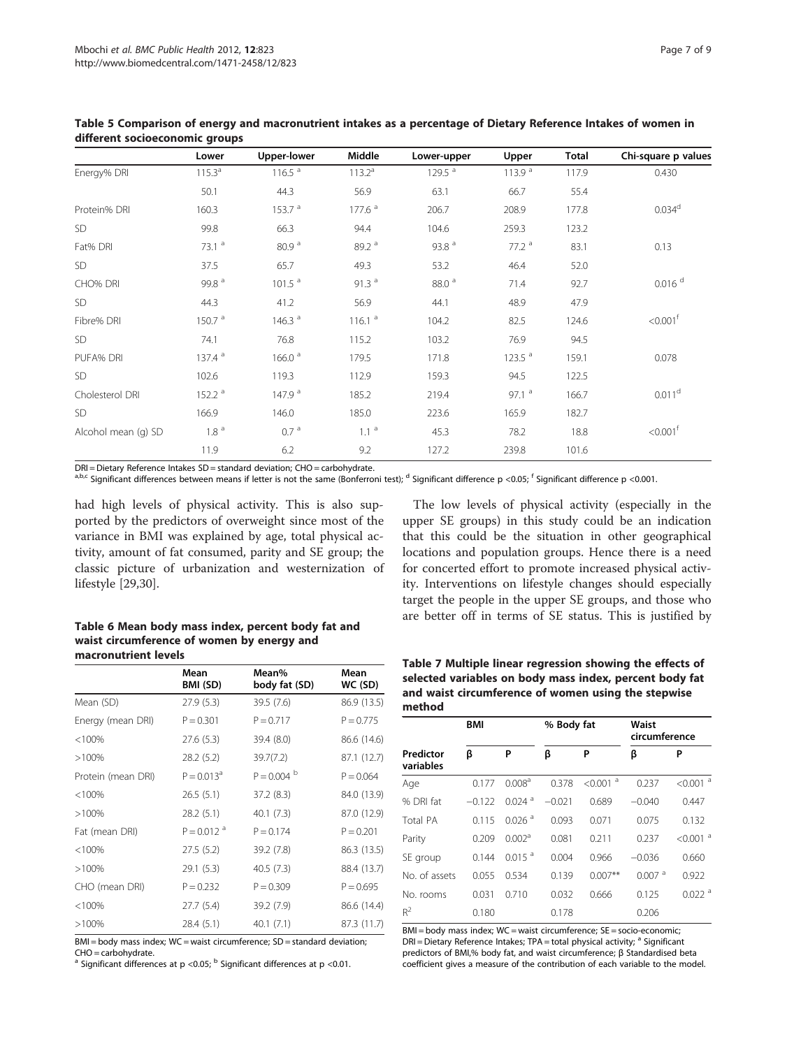**Table 5 Comparison of energy and macronutrient intakes as a percentage of Dietary Reference Intakes of women in different socioeconomic groups**

| | Lower | Upper-lower | Middle | Lower-upper | Upper | Total | Chi-square p values |
|---|---|---|---|---|---|---|---|
| Energy% DRI | 115.3[a] | 116.5 [a] | 113.2[a] | 129.5 [a] | 113.9 [a] | 117.9 | 0.430 |
| | 50.1 | 44.3 | 56.9 | 63.1 | 66.7 | 55.4 | |
| Protein% DRI | 160.3 | 153.7 [a] | 177.6 [a] | 206.7 | 208.9 | 177.8 | 0.034[d] |
| SD | 99.8 | 66.3 | 94.4 | 104.6 | 259.3 | 123.2 | |
| Fat% DRI | 73.1 [a] | 80.9 [a] | 89.2 [a] | 93.8 [a] | 77.2 [a] | 83.1 | 0.13 |
| SD | 37.5 | 65.7 | 49.3 | 53.2 | 46.4 | 52.0 | |
| CHO% DRI | 99.8 [a] | 101.5 [a] | 91.3 [a] | 88.0 [a] | 71.4 | 92.7 | 0.016 [d] |
| SD | 44.3 | 41.2 | 56.9 | 44.1 | 48.9 | 47.9 | |
| Fibre% DRI | 150.7 [a] | 146.3 [a] | 116.1 [a] | 104.2 | 82.5 | 124.6 | <0.001[f] |
| SD | 74.1 | 76.8 | 115.2 | 103.2 | 76.9 | 94.5 | |
| PUFA% DRI | 137.4 [a] | 166.0 [a] | 179.5 | 171.8 | 123.5 [a] | 159.1 | 0.078 |
| SD | 102.6 | 119.3 | 112.9 | 159.3 | 94.5 | 122.5 | |
| Cholesterol DRI | 152.2 [a] | 147.9 [a] | 185.2 | 219.4 | 97.1 [a] | 166.7 | 0.011[d] |
| SD | 166.9 | 146.0 | 185.0 | 223.6 | 165.9 | 182.7 | |
| Alcohol mean (g) SD | 1.8 [a] | 0.7 [a] | 1.1 [a] | 45.3 | 78.2 | 18.8 | <0.001[f] |
| | 11.9 | 6.2 | 9.2 | 127.2 | 239.8 | 101.6 | |

DRI = Dietary Reference Intakes SD = standard deviation; CHO = carbohydrate.
[a,b,c] Significant differences between means if letter is not the same (Bonferroni test); [d] Significant difference p <0.05; [f] Significant difference p <0.001.

had high levels of physical activity. This is also supported by the predictors of overweight since most of the variance in BMI was explained by age, total physical activity, amount of fat consumed, parity and SE group; the classic picture of urbanization and westernization of lifestyle [29,30].

The low levels of physical activity (especially in the upper SE groups) in this study could be an indication that this could be the situation in other geographical locations and population groups. Hence there is a need for concerted effort to promote increased physical activity. Interventions on lifestyle changes should especially target the people in the upper SE groups, and those who are better off in terms of SE status. This is justified by

**Table 6 Mean body mass index, percent body fat and waist circumference of women by energy and macronutrient levels**

| | Mean BMI (SD) | Mean% body fat (SD) | Mean WC (SD) |
|---|---|---|---|
| Mean (SD) | 27.9 (5.3) | 39.5 (7.6) | 86.9 (13.5) |
| Energy (mean DRI) | P = 0.301 | P = 0.717 | P = 0.775 |
| <100% | 27.6 (5.3) | 39.4 (8.0) | 86.6 (14.6) |
| >100% | 28.2 (5.2) | 39.7(7.2) | 87.1 (12.7) |
| Protein (mean DRI) | P = 0.013[a] | P = 0.004 [b] | P = 0.064 |
| <100% | 26.5 (5.1) | 37.2 (8.3) | 84.0 (13.9) |
| >100% | 28.2 (5.1) | 40.1 (7.3) | 87.0 (12.9) |
| Fat (mean DRI) | P = 0.012 [a] | P = 0.174 | P = 0.201 |
| <100% | 27.5 (5.2) | 39.2 (7.8) | 86.3 (13.5) |
| >100% | 29.1 (5.3) | 40.5 (7.3) | 88.4 (13.7) |
| CHO (mean DRI) | P = 0.232 | P = 0.309 | P = 0.695 |
| <100% | 27.7 (5.4) | 39.2 (7.9) | 86.6 (14.4) |
| >100% | 28.4 (5.1) | 40.1 (7.1) | 87.3 (11.7) |

BMI = body mass index; WC = waist circumference; SD = standard deviation; CHO = carbohydrate.
[a] Significant differences at p <0.05; [b] Significant differences at p <0.01.

**Table 7 Multiple linear regression showing the effects of selected variables on body mass index, percent body fat and waist circumference of women using the stepwise method**

| | BMI | | % Body fat | | Waist circumference | |
|---|---|---|---|---|---|---|
| Predictor variables | β | P | β | P | β | P |
| Age | 0.177 | 0.008[a] | 0.378 | <0.001 [a] | 0.237 | <0.001 [a] |
| % DRI fat | −0.122 | 0.024 [a] | −0.021 | 0.689 | −0.040 | 0.447 |
| Total PA | 0.115 | 0.026 [a] | 0.093 | 0.071 | 0.075 | 0.132 |
| Parity | 0.209 | 0.002[a] | 0.081 | 0.211 | 0.237 | <0.001 [a] |
| SE group | 0.144 | 0.015 [a] | 0.004 | 0.966 | −0.036 | 0.660 |
| No. of assets | 0.055 | 0.534 | 0.139 | 0.007** | 0.007 [a] | 0.922 |
| No. rooms | 0.031 | 0.710 | 0.032 | 0.666 | 0.125 | 0.022 [a] |
| $R^2$ | 0.180 | | 0.178 | | 0.206 | |

BMI = body mass index; WC = waist circumference; SE = socio-economic; DRI = Dietary Reference Intakes; TPA = total physical activity; [a] Significant predictors of BMI,% body fat, and waist circumference; β Standardised beta coefficient gives a measure of the contribution of each variable to the model.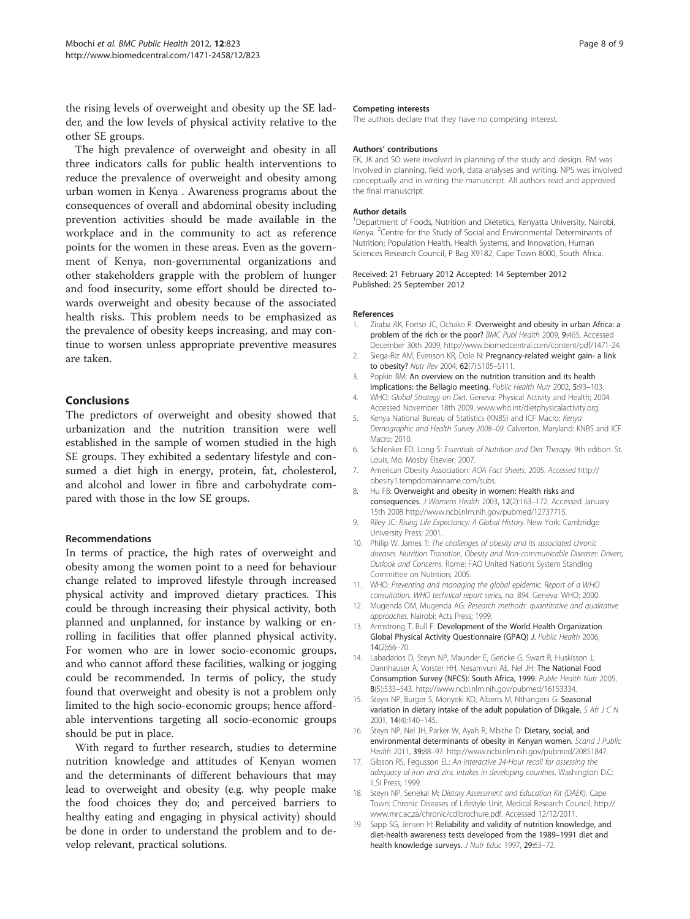the rising levels of overweight and obesity up the SE ladder, and the low levels of physical activity relative to the other SE groups.

The high prevalence of overweight and obesity in all three indicators calls for public health interventions to reduce the prevalence of overweight and obesity among urban women in Kenya . Awareness programs about the consequences of overall and abdominal obesity including prevention activities should be made available in the workplace and in the community to act as reference points for the women in these areas. Even as the government of Kenya, non-governmental organizations and other stakeholders grapple with the problem of hunger and food insecurity, some effort should be directed towards overweight and obesity because of the associated health risks. This problem needs to be emphasized as the prevalence of obesity keeps increasing, and may continue to worsen unless appropriate preventive measures are taken.

## Conclusions

The predictors of overweight and obesity showed that urbanization and the nutrition transition were well established in the sample of women studied in the high SE groups. They exhibited a sedentary lifestyle and consumed a diet high in energy, protein, fat, cholesterol, and alcohol and lower in fibre and carbohydrate compared with those in the low SE groups.

### Recommendations

In terms of practice, the high rates of overweight and obesity among the women point to a need for behaviour change related to improved lifestyle through increased physical activity and improved dietary practices. This could be through increasing their physical activity, both planned and unplanned, for instance by walking or enrolling in facilities that offer planned physical activity. For women who are in lower socio-economic groups, and who cannot afford these facilities, walking or jogging could be recommended. In terms of policy, the study found that overweight and obesity is not a problem only limited to the high socio-economic groups; hence affordable interventions targeting all socio-economic groups should be put in place.

With regard to further research, studies to determine nutrition knowledge and attitudes of Kenyan women and the determinants of different behaviours that may lead to overweight and obesity (e.g. why people make the food choices they do; and perceived barriers to healthy eating and engaging in physical activity) should be done in order to understand the problem and to develop relevant, practical solutions.

#### Competing interests

The authors declare that they have no competing interest.

#### Authors' contributions

EK, JK and SO were involved in planning of the study and design. RM was involved in planning, field work, data analyses and writing. NPS was involved conceptually and in writing the manuscript. All authors read and approved the final manuscript.

#### Author details

[1]Department of Foods, Nutrition and Dietetics, Kenyatta University, Nairobi, Kenya. [2]Centre for the Study of Social and Environmental Determinants of Nutrition; Population Health, Health Systems, and Innovation, Human Sciences Research Council, P Bag X9182, Cape Town 8000, South Africa.

Received: 21 February 2012 Accepted: 14 September 2012
Published: 25 September 2012

#### References

1. Ziraba AK, Fortso JC, Ochako R: **Overweight and obesity in urban Africa: a problem of the rich or the poor?** *BMC Publ Health* 2009, **9:**465. Accessed December 30th 2009, http://www.biomedcentral.com/content/pdf/1471-24.
2. Siega-Riz AM, Evenson KR, Dole N: **Pregnancy-related weight gain- a link to obesity?** *Nutr Rev* 2004, **62**(7):S105–S111.
3. Popkin BM: **An overview on the nutrition transition and its health implications: the Bellagio meeting.** *Public Health Nutr* 2002, **5:**93–103.
4. WHO: *Global Strategy on Diet*. Geneva: Physical Activity and Health; 2004. Accessed November 18th 2009, www.who.int/dietphysicalactivity.org.
5. Kenya National Bureau of Statistics (KNBS) and ICF Macro: *Kenya Demographic and Health Survey 2008–09*. Calverton, Maryland: KNBS and ICF Macro; 2010.
6. Schlenker ED, Long S: *Essentials of Nutrition and Diet Therapy*. 9th edition. St. Louis, Mo: Mosby Elsevier; 2007.
7. American Obesity Association: *AOA Fact Sheets*. 2005. *Accessed* http://obesity1.tempdomainname.com/subs.
8. Hu FB: **Overweight and obesity in women: Health risks and consequences.** *J Womens Health* 2003, **12**(2):163–172. Accessed January 15th 2008 http://www.ncbi.nlm.nih.gov/pubmed/12737715.
9. Riley JC: *Rising Life Expectancy: A Global History*. New York: Cambridge University Press; 2001.
10. Philip W, James T: *The challenges of obesity and its associated chronic diseases. Nutrition Transition, Obesity and Non-communicable Diseases: Drivers, Outlook and Concerns*. Rome: FAO United Nations System Standing Committee on Nutrition; 2005.
11. WHO: *Preventing and managing the global epidemic. Report of a WHO consultation. WHO technical report series, no. 894*. Geneva: WHO; 2000.
12. Mugenda OM, Mugenda AG: *Research methods: quantitative and qualitative approaches*. Nairobi: Acts Press; 1999.
13. Armstrong T, Bull F: **Development of the World Health Organization Global Physical Activity Questionnaire (GPAQ)** *J. Public Health* 2006, **14**(2):66–70.
14. Labadarios D, Steyn NP, Maunder E, Gericke G, Swart R, Huskisson J, Dannhauser A, Vorster HH, Nesamvuni AE, Nel JH: **The National Food Consumption Survey (NFCS): South Africa, 1999.** *Public Health Nutr* 2005, **8**(5):533–543. http://www.ncbi.nlm.nih.gov/pubmed/16153334.
15. Steyn NP, Burger S, Monyeki KD, Alberts M, Nthangeni G: **Seasonal variation in dietary intake of the adult population of Dikgale.** *S Afr J C N* 2001, **14**(4):140–145.
16. Steyn NP, Nel JH, Parker W, Ayah R, Mbithe D: **Dietary, social, and environmental determinants of obesity in Kenyan women.** *Scand J Public Health* 2011, **39:**88–97. http://www.ncbi.nlm.nih.gov/pubmed/20851847.
17. Gibson RS, Fegusson EL: *An interactive 24-Hour recall for assessing the adequacy of iron and zinc intakes in developing countries*. Washington D.C: ILSI Press; 1999.
18. Steyn NP, Senekal M: *Dietary Assessment and Education Kit (DAEK)*. Cape Town: Chronic Diseases of Lifestyle Unit, Medical Research Council; http://www.mrc.ac.za/chronic/cdlbrochure.pdf. Accessed 12/12/2011.
19. Sapp SG, Jensen H: **Reliability and validity of nutrition knowledge, and diet-health awareness tests developed from the 1989–1991 diet and health knowledge surveys.** *J Nutr Educ* 1997, **29:**63–72.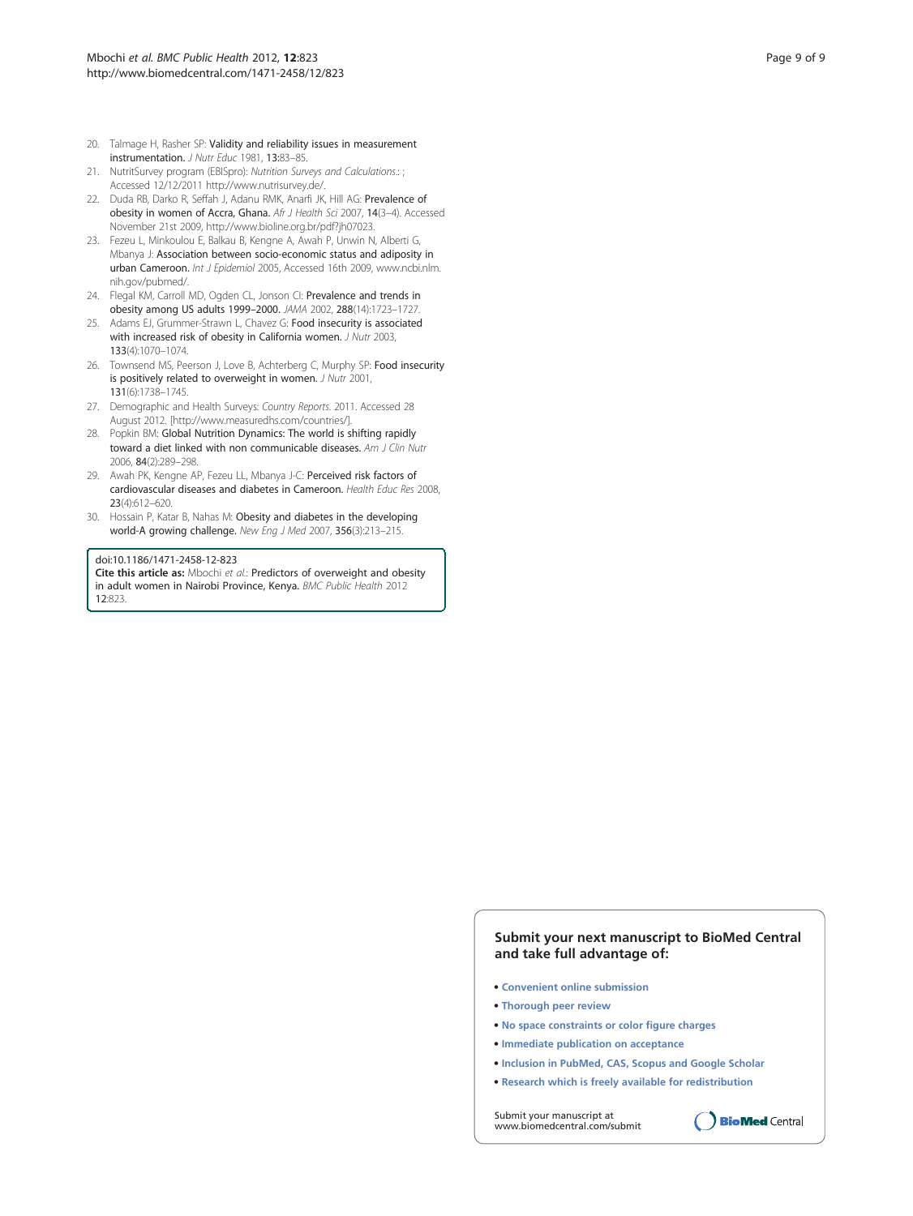20. Talmage H, Rasher SP: **Validity and reliability issues in measurement instrumentation.** *J Nutr Educ* 1981, **13**:83–85.
21. NutritSurvey program (EBISpro): *Nutrition Surveys and Calculations*.: ; Accessed 12/12/2011 http://www.nutrisurvey.de/.
22. Duda RB, Darko R, Seffah J, Adanu RMK, Anarfi JK, Hill AG: **Prevalence of obesity in women of Accra, Ghana.** *Afr J Health Sci* 2007, **14**(3–4). Accessed November 21st 2009, http://www.bioline.org.br/pdf?jh07023.
23. Fezeu L, Minkoulou E, Balkau B, Kengne A, Awah P, Unwin N, Alberti G, Mbanya J: **Association between socio-economic status and adiposity in urban Cameroon.** *Int J Epidemiol* 2005, Accessed 16th 2009, www.ncbi.nlm.nih.gov/pubmed/.
24. Flegal KM, Carroll MD, Ogden CL, Jonson CI: **Prevalence and trends in obesity among US adults 1999–2000.** *JAMA* 2002, **288**(14):1723–1727.
25. Adams EJ, Grummer-Strawn L, Chavez G: **Food insecurity is associated with increased risk of obesity in California women.** *J Nutr* 2003, **133**(4):1070–1074.
26. Townsend MS, Peerson J, Love B, Achterberg C, Murphy SP: **Food insecurity is positively related to overweight in women.** *J Nutr* 2001, **131**(6):1738–1745.
27. Demographic and Health Surveys: *Country Reports*. 2011. Accessed 28 August 2012. [http://www.measuredhs.com/countries/].
28. Popkin BM: **Global Nutrition Dynamics: The world is shifting rapidly toward a diet linked with non communicable diseases.** *Am J Clin Nutr* 2006, **84**(2):289–298.
29. Awah PK, Kengne AP, Fezeu LL, Mbanya J-C: **Perceived risk factors of cardiovascular diseases and diabetes in Cameroon.** *Health Educ Res* 2008, **23**(4):612–620.
30. Hossain P, Katar B, Nahas M: **Obesity and diabetes in the developing world-A growing challenge.** *New Eng J Med* 2007, **356**(3):213–215.

doi:10.1186/1471-2458-12-823

**Cite this article as:** Mbochi *et al.*: Predictors of overweight and obesity in adult women in Nairobi Province, Kenya. *BMC Public Health* 2012 12:823.

**Submit your next manuscript to BioMed Central and take full advantage of:**

- **Convenient online submission**
- **Thorough peer review**
- **No space constraints or color figure charges**
- **Immediate publication on acceptance**
- **Inclusion in PubMed, CAS, Scopus and Google Scholar**
- **Research which is freely available for redistribution**

Submit your manuscript at www.biomedcentral.com/submit

BioMed Central